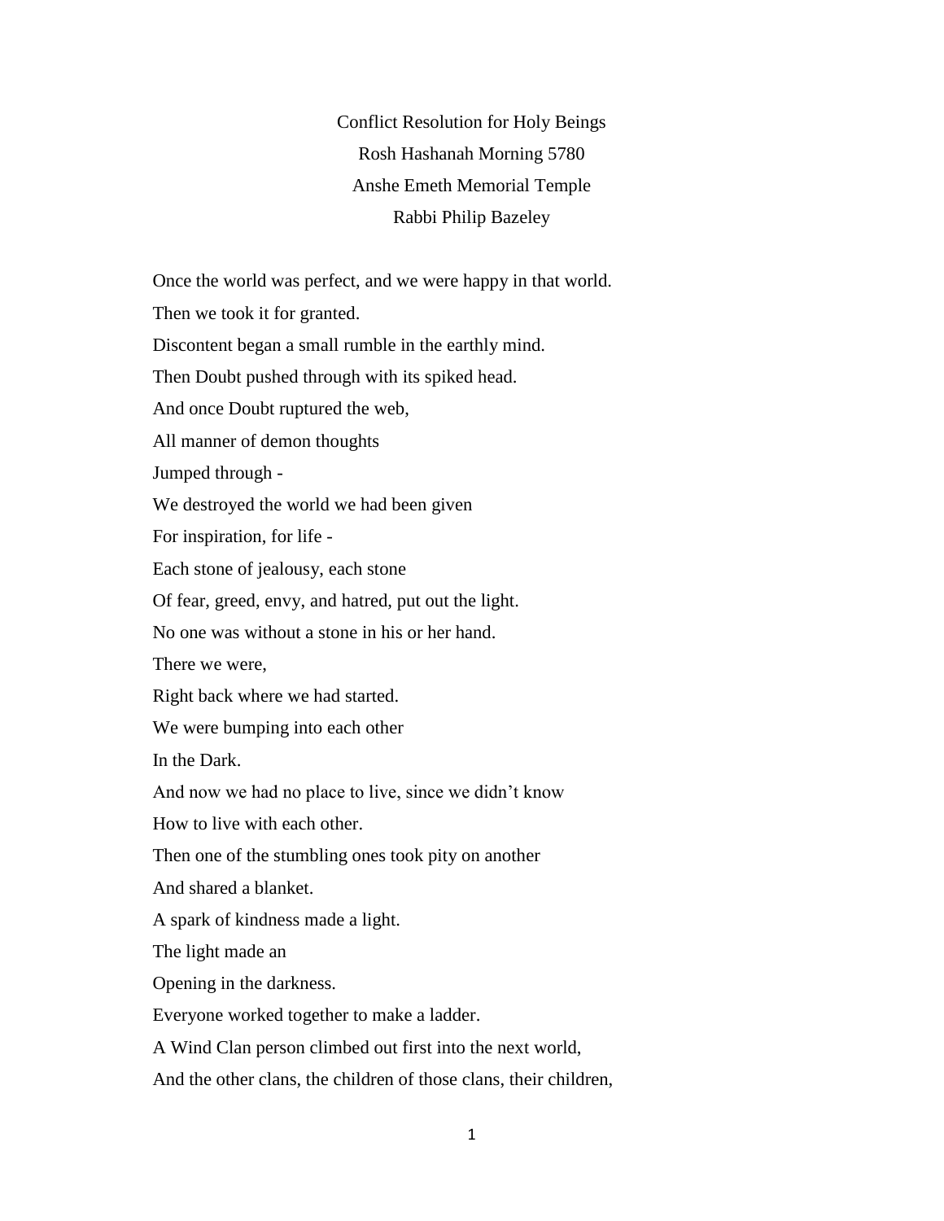# Conflict Resolution for Holy Beings

Rosh Hashanah Morning 5780

Anshe Emeth Memorial Temple

Rabbi Philip Bazeley

Once the world was perfect, and we were happy in that world.
Then we took it for granted.
Discontent began a small rumble in the earthly mind.
Then Doubt pushed through with its spiked head.
And once Doubt ruptured the web,
All manner of demon thoughts
Jumped through -
We destroyed the world we had been given
For inspiration, for life -
Each stone of jealousy, each stone
Of fear, greed, envy, and hatred, put out the light.
No one was without a stone in his or her hand.
There we were,
Right back where we had started.
We were bumping into each other
In the Dark.
And now we had no place to live, since we didn't know
How to live with each other.
Then one of the stumbling ones took pity on another
And shared a blanket.
A spark of kindness made a light.
The light made an
Opening in the darkness.
Everyone worked together to make a ladder.
A Wind Clan person climbed out first into the next world,
And the other clans, the children of those clans, their children,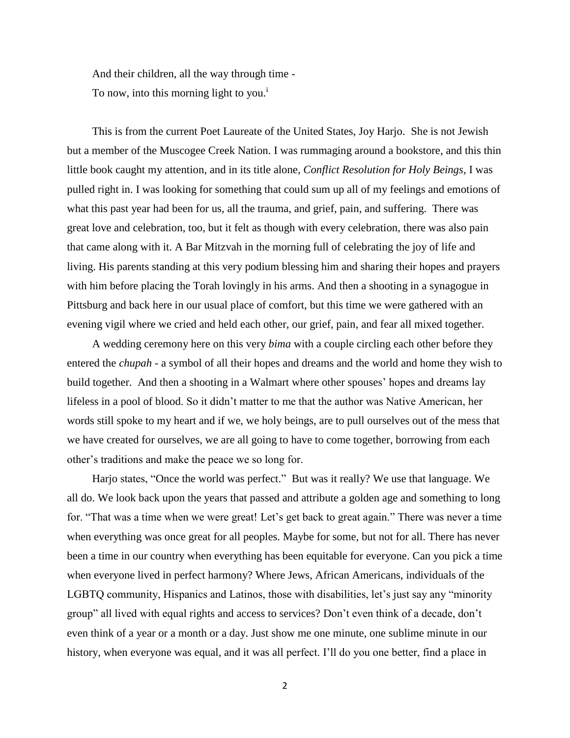And their children, all the way through time -
To now, into this morning light to you.[i]

This is from the current Poet Laureate of the United States, Joy Harjo. She is not Jewish but a member of the Muscogee Creek Nation. I was rummaging around a bookstore, and this thin little book caught my attention, and in its title alone, *Conflict Resolution for Holy Beings*, I was pulled right in. I was looking for something that could sum up all of my feelings and emotions of what this past year had been for us, all the trauma, and grief, pain, and suffering. There was great love and celebration, too, but it felt as though with every celebration, there was also pain that came along with it. A Bar Mitzvah in the morning full of celebrating the joy of life and living. His parents standing at this very podium blessing him and sharing their hopes and prayers with him before placing the Torah lovingly in his arms. And then a shooting in a synagogue in Pittsburg and back here in our usual place of comfort, but this time we were gathered with an evening vigil where we cried and held each other, our grief, pain, and fear all mixed together.

A wedding ceremony here on this very *bima* with a couple circling each other before they entered the *chupah* - a symbol of all their hopes and dreams and the world and home they wish to build together. And then a shooting in a Walmart where other spouses' hopes and dreams lay lifeless in a pool of blood. So it didn't matter to me that the author was Native American, her words still spoke to my heart and if we, we holy beings, are to pull ourselves out of the mess that we have created for ourselves, we are all going to have to come together, borrowing from each other's traditions and make the peace we so long for.

Harjo states, "Once the world was perfect." But was it really? We use that language. We all do. We look back upon the years that passed and attribute a golden age and something to long for. "That was a time when we were great! Let's get back to great again." There was never a time when everything was once great for all peoples. Maybe for some, but not for all. There has never been a time in our country when everything has been equitable for everyone. Can you pick a time when everyone lived in perfect harmony? Where Jews, African Americans, individuals of the LGBTQ community, Hispanics and Latinos, those with disabilities, let's just say any "minority group" all lived with equal rights and access to services? Don't even think of a decade, don't even think of a year or a month or a day. Just show me one minute, one sublime minute in our history, when everyone was equal, and it was all perfect. I'll do you one better, find a place in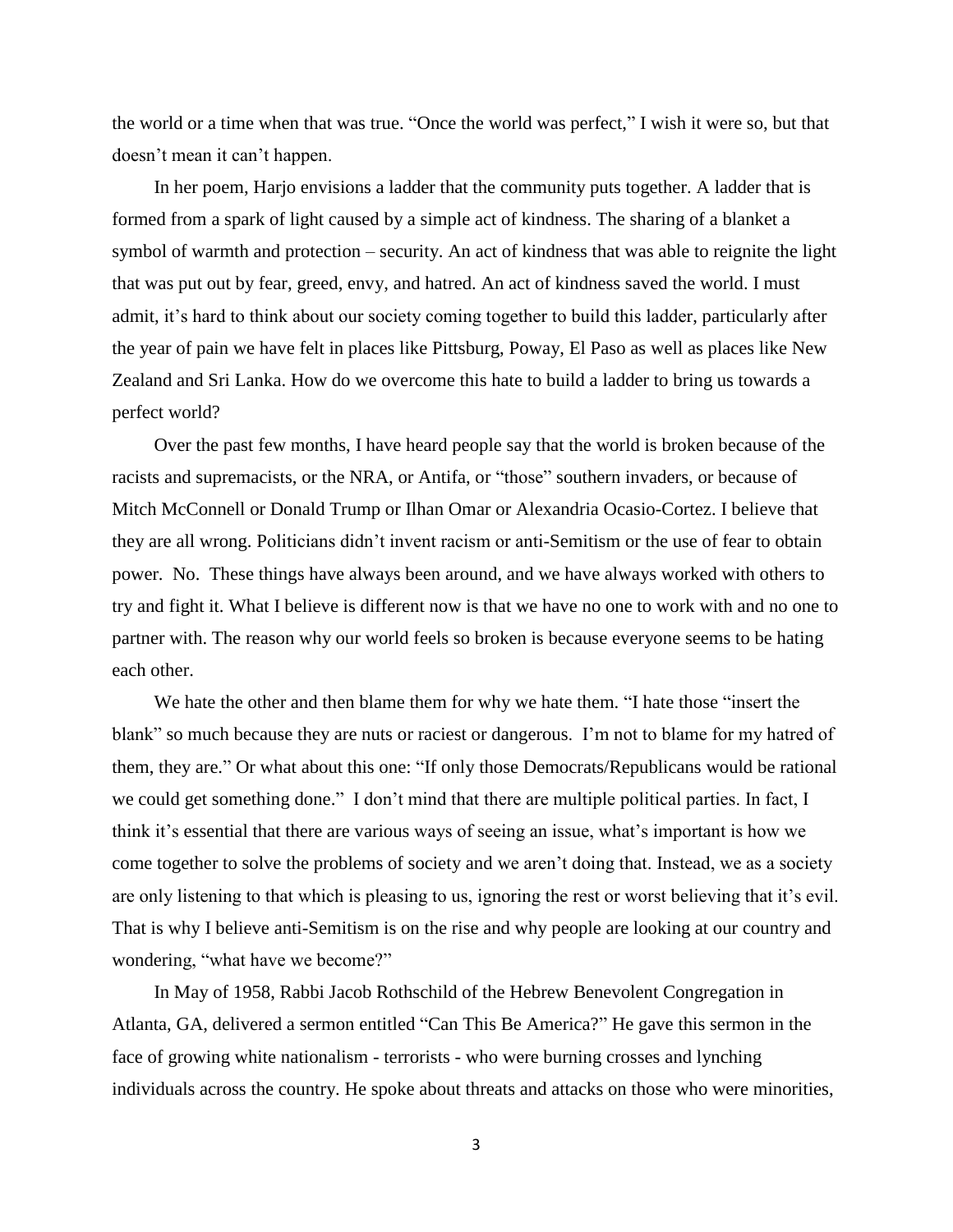the world or a time when that was true. "Once the world was perfect," I wish it were so, but that doesn't mean it can't happen.

In her poem, Harjo envisions a ladder that the community puts together. A ladder that is formed from a spark of light caused by a simple act of kindness. The sharing of a blanket a symbol of warmth and protection – security. An act of kindness that was able to reignite the light that was put out by fear, greed, envy, and hatred. An act of kindness saved the world. I must admit, it's hard to think about our society coming together to build this ladder, particularly after the year of pain we have felt in places like Pittsburg, Poway, El Paso as well as places like New Zealand and Sri Lanka. How do we overcome this hate to build a ladder to bring us towards a perfect world?

Over the past few months, I have heard people say that the world is broken because of the racists and supremacists, or the NRA, or Antifa, or "those" southern invaders, or because of Mitch McConnell or Donald Trump or Ilhan Omar or Alexandria Ocasio-Cortez. I believe that they are all wrong. Politicians didn't invent racism or anti-Semitism or the use of fear to obtain power. No. These things have always been around, and we have always worked with others to try and fight it. What I believe is different now is that we have no one to work with and no one to partner with. The reason why our world feels so broken is because everyone seems to be hating each other.

We hate the other and then blame them for why we hate them. "I hate those "insert the blank" so much because they are nuts or raciest or dangerous. I'm not to blame for my hatred of them, they are." Or what about this one: "If only those Democrats/Republicans would be rational we could get something done." I don't mind that there are multiple political parties. In fact, I think it's essential that there are various ways of seeing an issue, what's important is how we come together to solve the problems of society and we aren't doing that. Instead, we as a society are only listening to that which is pleasing to us, ignoring the rest or worst believing that it's evil. That is why I believe anti-Semitism is on the rise and why people are looking at our country and wondering, "what have we become?"

In May of 1958, Rabbi Jacob Rothschild of the Hebrew Benevolent Congregation in Atlanta, GA, delivered a sermon entitled "Can This Be America?" He gave this sermon in the face of growing white nationalism - terrorists - who were burning crosses and lynching individuals across the country. He spoke about threats and attacks on those who were minorities,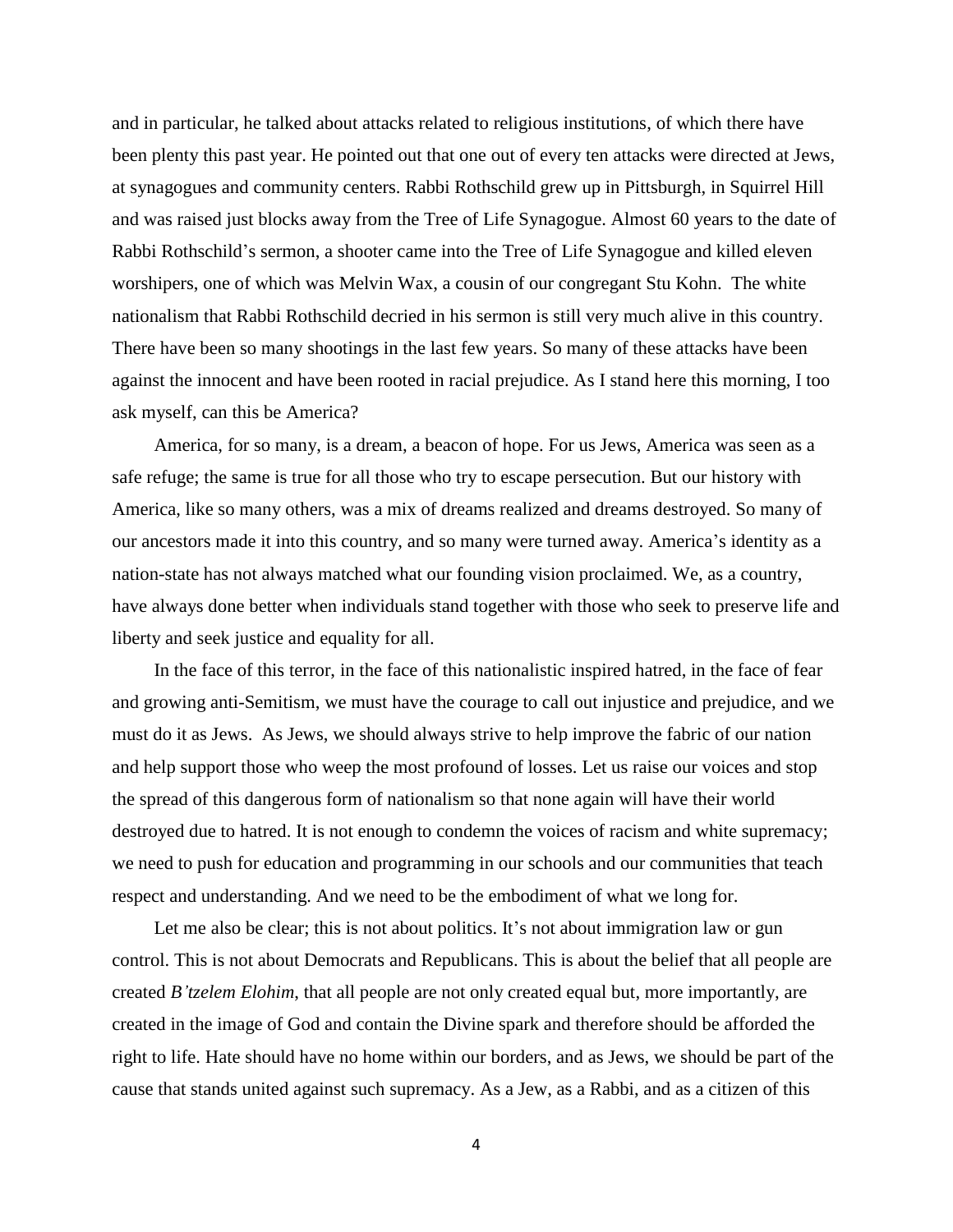and in particular, he talked about attacks related to religious institutions, of which there have been plenty this past year. He pointed out that one out of every ten attacks were directed at Jews, at synagogues and community centers. Rabbi Rothschild grew up in Pittsburgh, in Squirrel Hill and was raised just blocks away from the Tree of Life Synagogue. Almost 60 years to the date of Rabbi Rothschild's sermon, a shooter came into the Tree of Life Synagogue and killed eleven worshipers, one of which was Melvin Wax, a cousin of our congregant Stu Kohn. The white nationalism that Rabbi Rothschild decried in his sermon is still very much alive in this country. There have been so many shootings in the last few years. So many of these attacks have been against the innocent and have been rooted in racial prejudice. As I stand here this morning, I too ask myself, can this be America?

America, for so many, is a dream, a beacon of hope. For us Jews, America was seen as a safe refuge; the same is true for all those who try to escape persecution. But our history with America, like so many others, was a mix of dreams realized and dreams destroyed. So many of our ancestors made it into this country, and so many were turned away. America's identity as a nation-state has not always matched what our founding vision proclaimed. We, as a country, have always done better when individuals stand together with those who seek to preserve life and liberty and seek justice and equality for all.

In the face of this terror, in the face of this nationalistic inspired hatred, in the face of fear and growing anti-Semitism, we must have the courage to call out injustice and prejudice, and we must do it as Jews. As Jews, we should always strive to help improve the fabric of our nation and help support those who weep the most profound of losses. Let us raise our voices and stop the spread of this dangerous form of nationalism so that none again will have their world destroyed due to hatred. It is not enough to condemn the voices of racism and white supremacy; we need to push for education and programming in our schools and our communities that teach respect and understanding. And we need to be the embodiment of what we long for.

Let me also be clear; this is not about politics. It's not about immigration law or gun control. This is not about Democrats and Republicans. This is about the belief that all people are created *B'tzelem Elohim*, that all people are not only created equal but, more importantly, are created in the image of God and contain the Divine spark and therefore should be afforded the right to life. Hate should have no home within our borders, and as Jews, we should be part of the cause that stands united against such supremacy. As a Jew, as a Rabbi, and as a citizen of this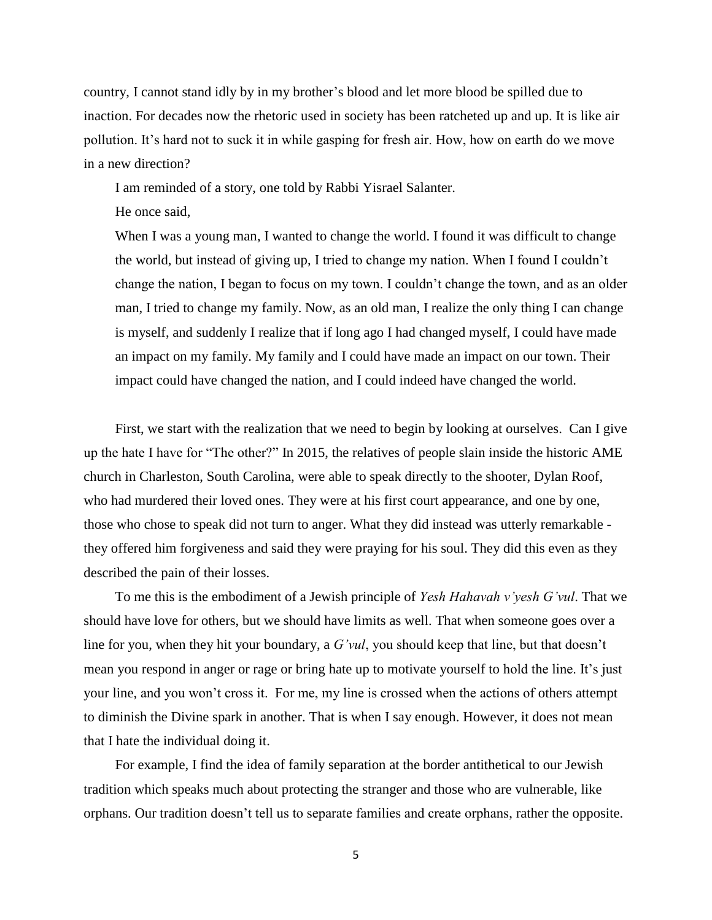country, I cannot stand idly by in my brother's blood and let more blood be spilled due to inaction. For decades now the rhetoric used in society has been ratcheted up and up. It is like air pollution. It's hard not to suck it in while gasping for fresh air. How, how on earth do we move in a new direction?

I am reminded of a story, one told by Rabbi Yisrael Salanter.

He once said,

> When I was a young man, I wanted to change the world. I found it was difficult to change the world, but instead of giving up, I tried to change my nation. When I found I couldn't change the nation, I began to focus on my town. I couldn't change the town, and as an older man, I tried to change my family. Now, as an old man, I realize the only thing I can change is myself, and suddenly I realize that if long ago I had changed myself, I could have made an impact on my family. My family and I could have made an impact on our town. Their impact could have changed the nation, and I could indeed have changed the world.

First, we start with the realization that we need to begin by looking at ourselves. Can I give up the hate I have for "The other?" In 2015, the relatives of people slain inside the historic AME church in Charleston, South Carolina, were able to speak directly to the shooter, Dylan Roof, who had murdered their loved ones. They were at his first court appearance, and one by one, those who chose to speak did not turn to anger. What they did instead was utterly remarkable - they offered him forgiveness and said they were praying for his soul. They did this even as they described the pain of their losses.

To me this is the embodiment of a Jewish principle of *Yesh Hahavah v'yesh G'vul*. That we should have love for others, but we should have limits as well. That when someone goes over a line for you, when they hit your boundary, a *G'vul*, you should keep that line, but that doesn't mean you respond in anger or rage or bring hate up to motivate yourself to hold the line. It's just your line, and you won't cross it. For me, my line is crossed when the actions of others attempt to diminish the Divine spark in another. That is when I say enough. However, it does not mean that I hate the individual doing it.

For example, I find the idea of family separation at the border antithetical to our Jewish tradition which speaks much about protecting the stranger and those who are vulnerable, like orphans. Our tradition doesn't tell us to separate families and create orphans, rather the opposite.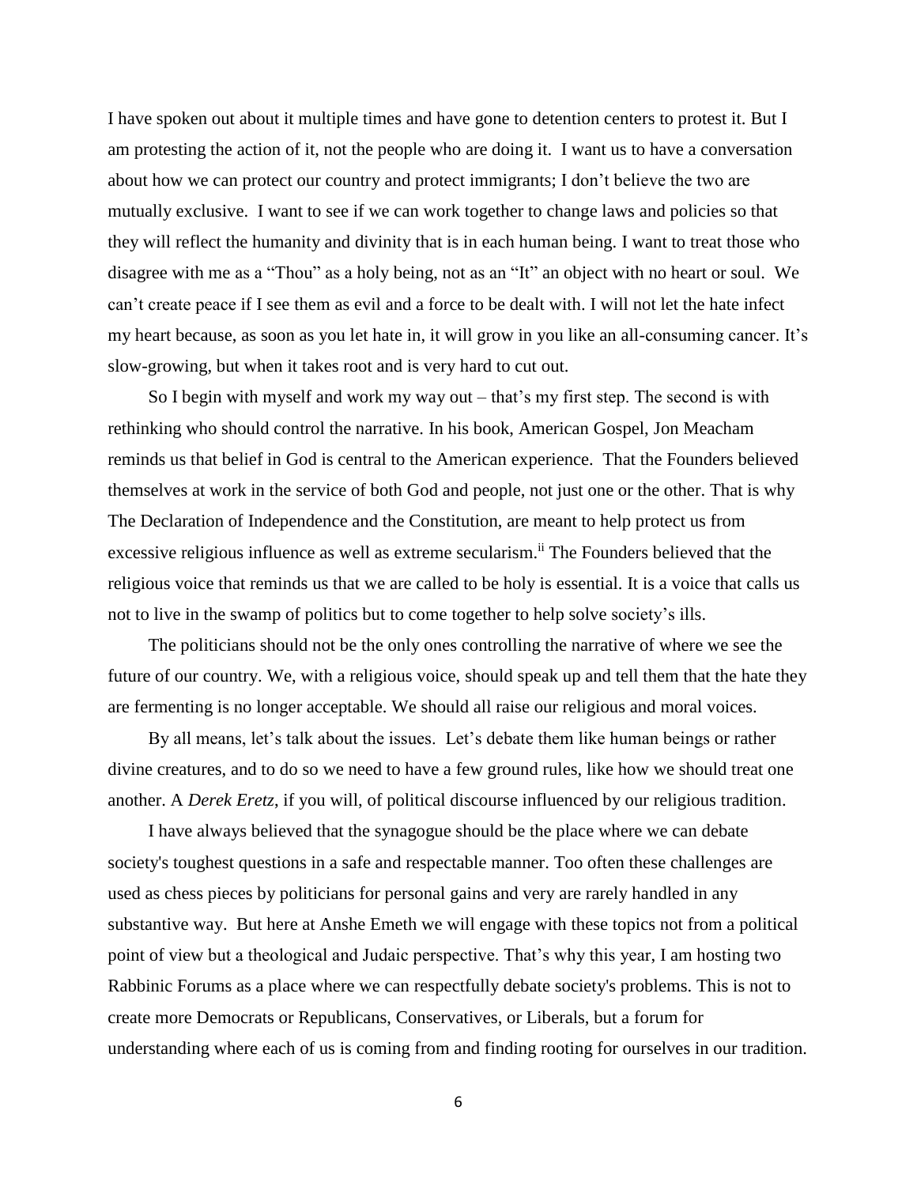I have spoken out about it multiple times and have gone to detention centers to protest it. But I am protesting the action of it, not the people who are doing it. I want us to have a conversation about how we can protect our country and protect immigrants; I don't believe the two are mutually exclusive. I want to see if we can work together to change laws and policies so that they will reflect the humanity and divinity that is in each human being. I want to treat those who disagree with me as a "Thou" as a holy being, not as an "It" an object with no heart or soul. We can't create peace if I see them as evil and a force to be dealt with. I will not let the hate infect my heart because, as soon as you let hate in, it will grow in you like an all-consuming cancer. It's slow-growing, but when it takes root and is very hard to cut out.

So I begin with myself and work my way out – that's my first step. The second is with rethinking who should control the narrative. In his book, American Gospel, Jon Meacham reminds us that belief in God is central to the American experience. That the Founders believed themselves at work in the service of both God and people, not just one or the other. That is why The Declaration of Independence and the Constitution, are meant to help protect us from excessive religious influence as well as extreme secularism.[ii] The Founders believed that the religious voice that reminds us that we are called to be holy is essential. It is a voice that calls us not to live in the swamp of politics but to come together to help solve society's ills.

The politicians should not be the only ones controlling the narrative of where we see the future of our country. We, with a religious voice, should speak up and tell them that the hate they are fermenting is no longer acceptable. We should all raise our religious and moral voices.

By all means, let's talk about the issues. Let's debate them like human beings or rather divine creatures, and to do so we need to have a few ground rules, like how we should treat one another. A *Derek Eretz*, if you will, of political discourse influenced by our religious tradition.

I have always believed that the synagogue should be the place where we can debate society's toughest questions in a safe and respectable manner. Too often these challenges are used as chess pieces by politicians for personal gains and very are rarely handled in any substantive way. But here at Anshe Emeth we will engage with these topics not from a political point of view but a theological and Judaic perspective. That's why this year, I am hosting two Rabbinic Forums as a place where we can respectfully debate society's problems. This is not to create more Democrats or Republicans, Conservatives, or Liberals, but a forum for understanding where each of us is coming from and finding rooting for ourselves in our tradition.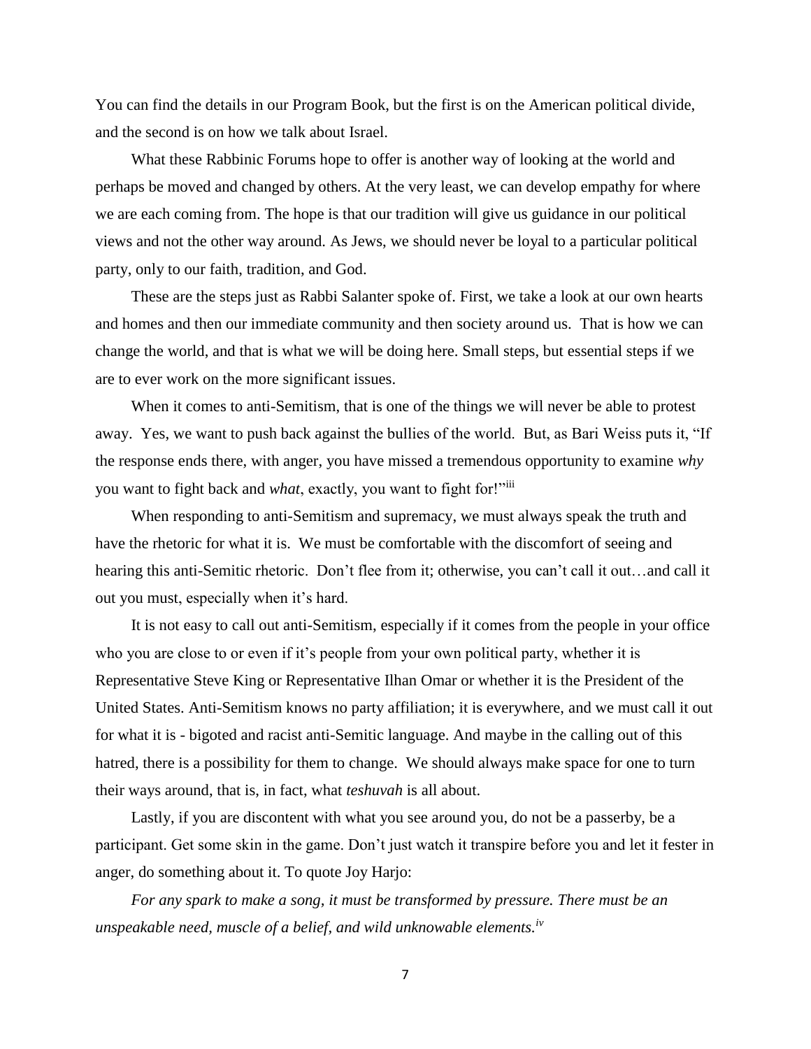You can find the details in our Program Book, but the first is on the American political divide, and the second is on how we talk about Israel.

What these Rabbinic Forums hope to offer is another way of looking at the world and perhaps be moved and changed by others. At the very least, we can develop empathy for where we are each coming from. The hope is that our tradition will give us guidance in our political views and not the other way around. As Jews, we should never be loyal to a particular political party, only to our faith, tradition, and God.

These are the steps just as Rabbi Salanter spoke of. First, we take a look at our own hearts and homes and then our immediate community and then society around us. That is how we can change the world, and that is what we will be doing here. Small steps, but essential steps if we are to ever work on the more significant issues.

When it comes to anti-Semitism, that is one of the things we will never be able to protest away. Yes, we want to push back against the bullies of the world. But, as Bari Weiss puts it, "If the response ends there, with anger, you have missed a tremendous opportunity to examine *why* you want to fight back and *what*, exactly, you want to fight for!"[iii]

When responding to anti-Semitism and supremacy, we must always speak the truth and have the rhetoric for what it is. We must be comfortable with the discomfort of seeing and hearing this anti-Semitic rhetoric. Don't flee from it; otherwise, you can't call it out…and call it out you must, especially when it's hard.

It is not easy to call out anti-Semitism, especially if it comes from the people in your office who you are close to or even if it's people from your own political party, whether it is Representative Steve King or Representative Ilhan Omar or whether it is the President of the United States. Anti-Semitism knows no party affiliation; it is everywhere, and we must call it out for what it is - bigoted and racist anti-Semitic language. And maybe in the calling out of this hatred, there is a possibility for them to change. We should always make space for one to turn their ways around, that is, in fact, what *teshuvah* is all about.

Lastly, if you are discontent with what you see around you, do not be a passerby, be a participant. Get some skin in the game. Don't just watch it transpire before you and let it fester in anger, do something about it. To quote Joy Harjo:

*For any spark to make a song, it must be transformed by pressure. There must be an unspeakable need, muscle of a belief, and wild unknowable elements.*[iv]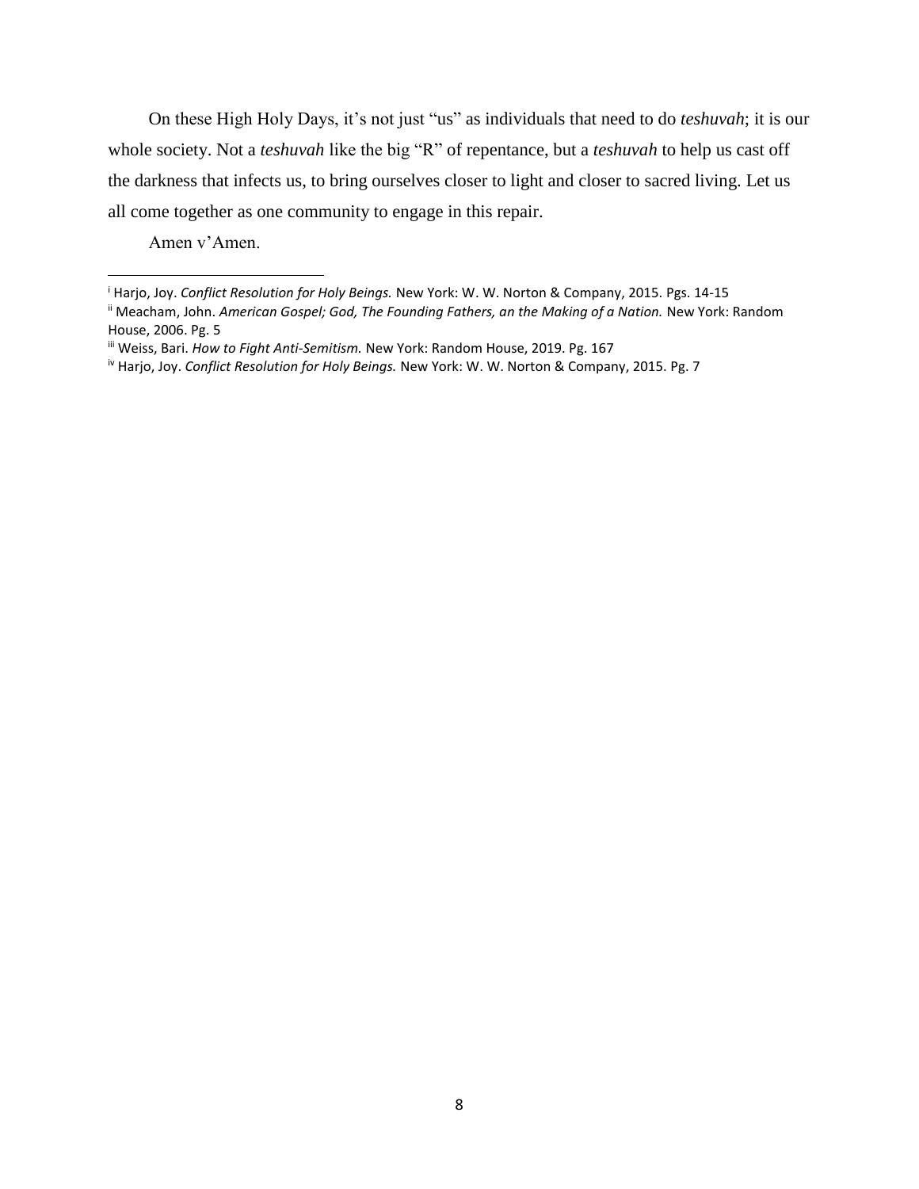On these High Holy Days, it's not just "us" as individuals that need to do *teshuvah*; it is our whole society. Not a *teshuvah* like the big "R" of repentance, but a *teshuvah* to help us cast off the darkness that infects us, to bring ourselves closer to light and closer to sacred living. Let us all come together as one community to engage in this repair.

Amen v'Amen.

---

[i] Harjo, Joy. *Conflict Resolution for Holy Beings.* New York: W. W. Norton & Company, 2015. Pgs. 14-15

[ii] Meacham, John. *American Gospel; God, The Founding Fathers, an the Making of a Nation.* New York: Random House, 2006. Pg. 5

[iii] Weiss, Bari. *How to Fight Anti-Semitism.* New York: Random House, 2019. Pg. 167

[iv] Harjo, Joy. *Conflict Resolution for Holy Beings.* New York: W. W. Norton & Company, 2015. Pg. 7